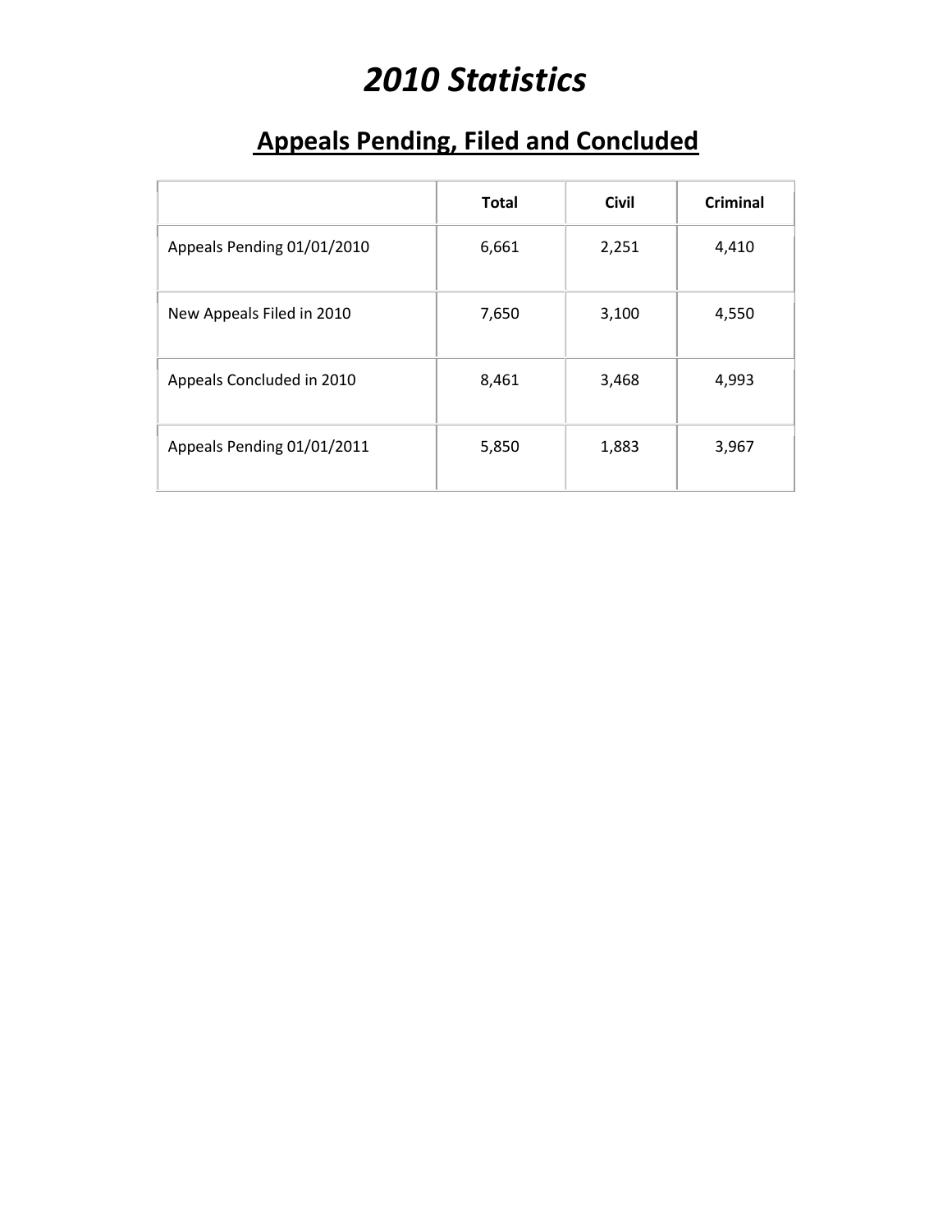# *2010 Statistics*

## Appeals Pending, Filed and Concluded

| | Total | Civil | Criminal |
|---|---|---|---|
| Appeals Pending 01/01/2010 | 6,661 | 2,251 | 4,410 |
| New Appeals Filed in 2010 | 7,650 | 3,100 | 4,550 |
| Appeals Concluded in 2010 | 8,461 | 3,468 | 4,993 |
| Appeals Pending 01/01/2011 | 5,850 | 1,883 | 3,967 |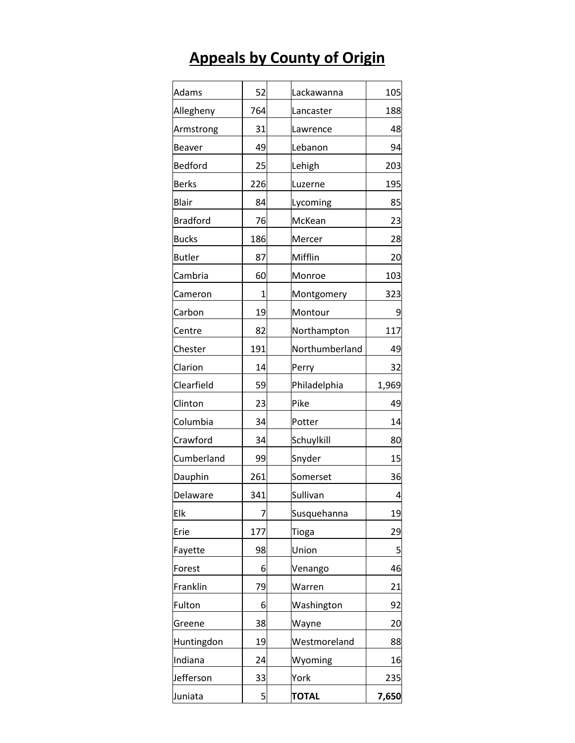# Appeals by County of Origin

| | | | | |
|---|---|---|---|---|
| Adams | 52 | | Lackawanna | 105 |
| Allegheny | 764 | | Lancaster | 188 |
| Armstrong | 31 | | Lawrence | 48 |
| Beaver | 49 | | Lebanon | 94 |
| Bedford | 25 | | Lehigh | 203 |
| Berks | 226 | | Luzerne | 195 |
| Blair | 84 | | Lycoming | 85 |
| Bradford | 76 | | McKean | 23 |
| Bucks | 186 | | Mercer | 28 |
| Butler | 87 | | Mifflin | 20 |
| Cambria | 60 | | Monroe | 103 |
| Cameron | 1 | | Montgomery | 323 |
| Carbon | 19 | | Montour | 9 |
| Centre | 82 | | Northampton | 117 |
| Chester | 191 | | Northumberland | 49 |
| Clarion | 14 | | Perry | 32 |
| Clearfield | 59 | | Philadelphia | 1,969 |
| Clinton | 23 | | Pike | 49 |
| Columbia | 34 | | Potter | 14 |
| Crawford | 34 | | Schuylkill | 80 |
| Cumberland | 99 | | Snyder | 15 |
| Dauphin | 261 | | Somerset | 36 |
| Delaware | 341 | | Sullivan | 4 |
| Elk | 7 | | Susquehanna | 19 |
| Erie | 177 | | Tioga | 29 |
| Fayette | 98 | | Union | 5 |
| Forest | 6 | | Venango | 46 |
| Franklin | 79 | | Warren | 21 |
| Fulton | 6 | | Washington | 92 |
| Greene | 38 | | Wayne | 20 |
| Huntingdon | 19 | | Westmoreland | 88 |
| Indiana | 24 | | Wyoming | 16 |
| Jefferson | 33 | | York | 235 |
| Juniata | 5 | | **TOTAL** | **7,650** |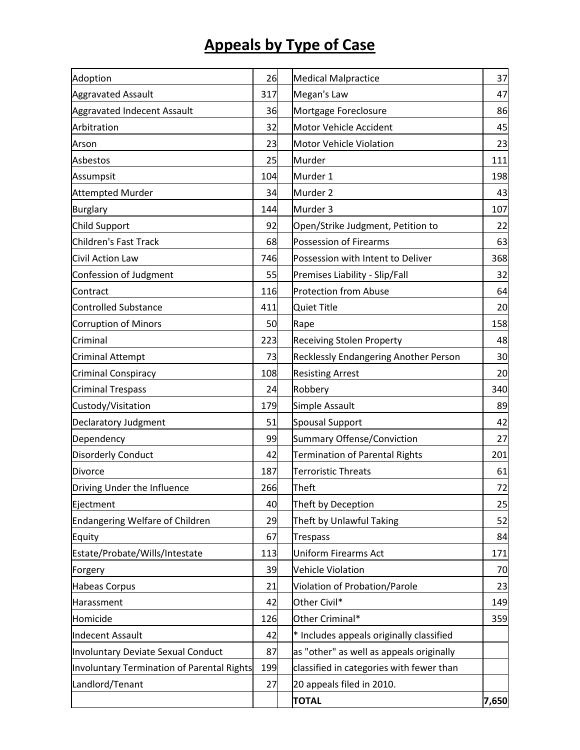# Appeals by Type of Case

| | | | |
|---|---|---|---|
| Adoption | 26 | Medical Malpractice | 37 |
| Aggravated Assault | 317 | Megan's Law | 47 |
| Aggravated Indecent Assault | 36 | Mortgage Foreclosure | 86 |
| Arbitration | 32 | Motor Vehicle Accident | 45 |
| Arson | 23 | Motor Vehicle Violation | 23 |
| Asbestos | 25 | Murder | 111 |
| Assumpsit | 104 | Murder 1 | 198 |
| Attempted Murder | 34 | Murder 2 | 43 |
| Burglary | 144 | Murder 3 | 107 |
| Child Support | 92 | Open/Strike Judgment, Petition to | 22 |
| Children's Fast Track | 68 | Possession of Firearms | 63 |
| Civil Action Law | 746 | Possession with Intent to Deliver | 368 |
| Confession of Judgment | 55 | Premises Liability - Slip/Fall | 32 |
| Contract | 116 | Protection from Abuse | 64 |
| Controlled Substance | 411 | Quiet Title | 20 |
| Corruption of Minors | 50 | Rape | 158 |
| Criminal | 223 | Receiving Stolen Property | 48 |
| Criminal Attempt | 73 | Recklessly Endangering Another Person | 30 |
| Criminal Conspiracy | 108 | Resisting Arrest | 20 |
| Criminal Trespass | 24 | Robbery | 340 |
| Custody/Visitation | 179 | Simple Assault | 89 |
| Declaratory Judgment | 51 | Spousal Support | 42 |
| Dependency | 99 | Summary Offense/Conviction | 27 |
| Disorderly Conduct | 42 | Termination of Parental Rights | 201 |
| Divorce | 187 | Terroristic Threats | 61 |
| Driving Under the Influence | 266 | Theft | 72 |
| Ejectment | 40 | Theft by Deception | 25 |
| Endangering Welfare of Children | 29 | Theft by Unlawful Taking | 52 |
| Equity | 67 | Trespass | 84 |
| Estate/Probate/Wills/Intestate | 113 | Uniform Firearms Act | 171 |
| Forgery | 39 | Vehicle Violation | 70 |
| Habeas Corpus | 21 | Violation of Probation/Parole | 23 |
| Harassment | 42 | Other Civil* | 149 |
| Homicide | 126 | Other Criminal* | 359 |
| Indecent Assault | 42 | * Includes appeals originally classified | |
| Involuntary Deviate Sexual Conduct | 87 | as "other" as well as appeals originally | |
| Involuntary Termination of Parental Rights | 199 | classified in categories with fewer than | |
| Landlord/Tenant | 27 | 20 appeals filed in 2010. | |
| | | **TOTAL** | **7,650** |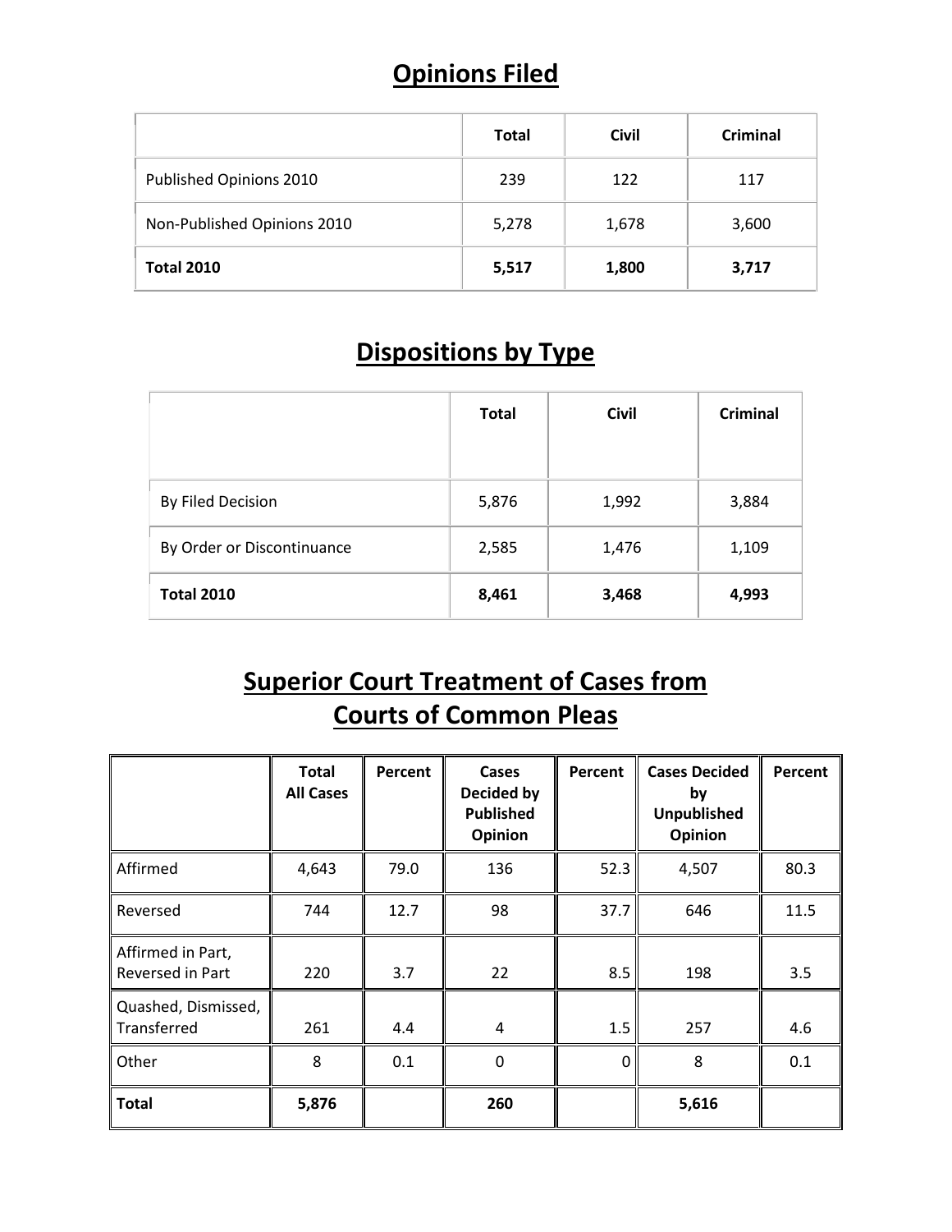## Opinions Filed

| | Total | Civil | Criminal |
|---|---|---|---|
| Published Opinions 2010 | 239 | 122 | 117 |
| Non-Published Opinions 2010 | 5,278 | 1,678 | 3,600 |
| **Total 2010** | **5,517** | **1,800** | **3,717** |

## Dispositions by Type

| | Total | Civil | Criminal |
|---|---|---|---|
| By Filed Decision | 5,876 | 1,992 | 3,884 |
| By Order or Discontinuance | 2,585 | 1,476 | 1,109 |
| **Total 2010** | **8,461** | **3,468** | **4,993** |

## Superior Court Treatment of Cases from Courts of Common Pleas

| | Total All Cases | Percent | Cases Decided by Published Opinion | Percent | Cases Decided by Unpublished Opinion | Percent |
|---|---|---|---|---|---|---|
| Affirmed | 4,643 | 79.0 | 136 | 52.3 | 4,507 | 80.3 |
| Reversed | 744 | 12.7 | 98 | 37.7 | 646 | 11.5 |
| Affirmed in Part, Reversed in Part | 220 | 3.7 | 22 | 8.5 | 198 | 3.5 |
| Quashed, Dismissed, Transferred | 261 | 4.4 | 4 | 1.5 | 257 | 4.6 |
| Other | 8 | 0.1 | 0 | 0 | 8 | 0.1 |
| **Total** | **5,876** | | **260** | | **5,616** | |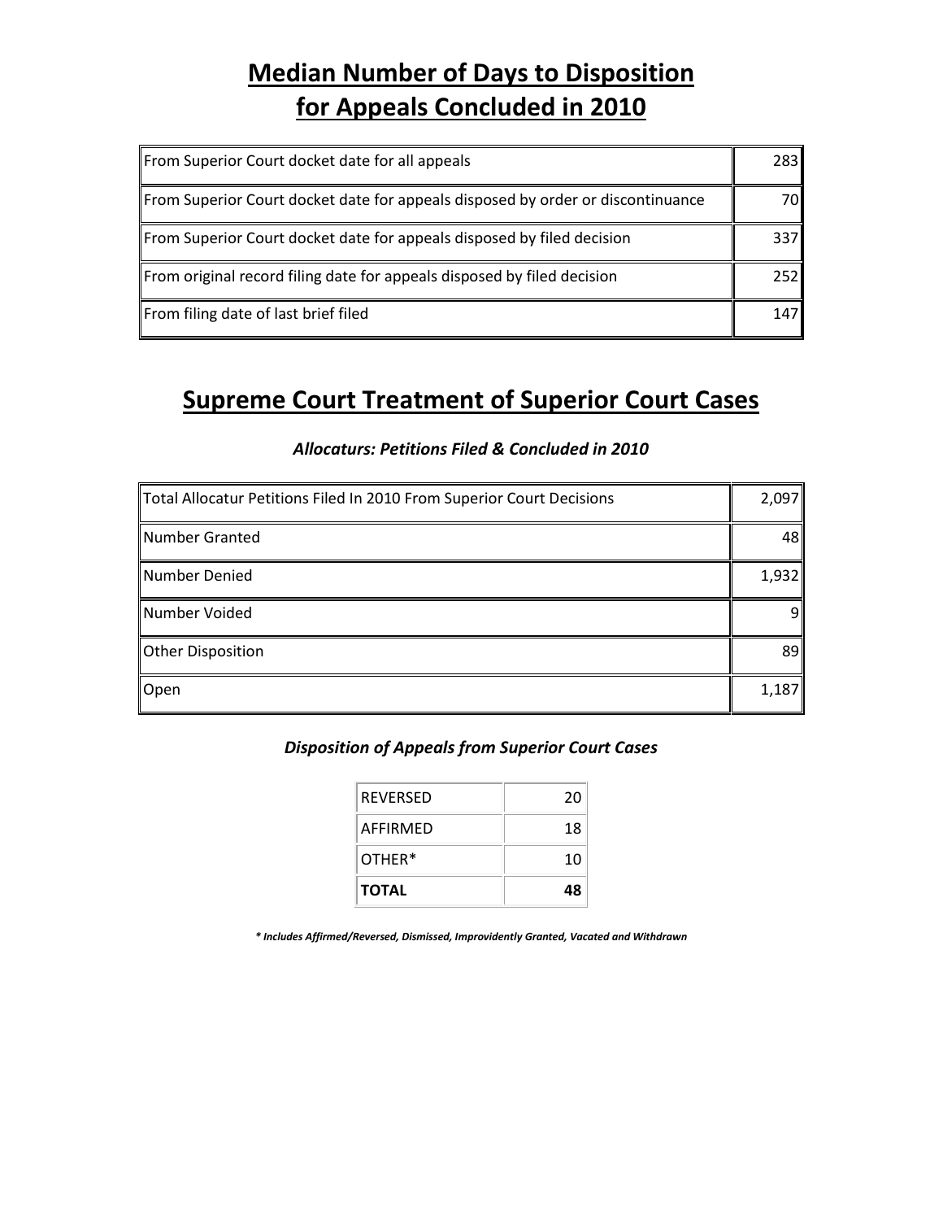# Median Number of Days to Disposition for Appeals Concluded in 2010

| | |
|---|---|
| From Superior Court docket date for all appeals | 283 |
| From Superior Court docket date for appeals disposed by order or discontinuance | 70 |
| From Superior Court docket date for appeals disposed by filed decision | 337 |
| From original record filing date for appeals disposed by filed decision | 252 |
| From filing date of last brief filed | 147 |

# Supreme Court Treatment of Superior Court Cases

### *Allocaturs: Petitions Filed & Concluded in 2010*

| | |
|---|---|
| Total Allocatur Petitions Filed In 2010 From Superior Court Decisions | 2,097 |
| Number Granted | 48 |
| Number Denied | 1,932 |
| Number Voided | 9 |
| Other Disposition | 89 |
| Open | 1,187 |

### *Disposition of Appeals from Superior Court Cases*

| | |
|---|---|
| REVERSED | 20 |
| AFFIRMED | 18 |
| OTHER* | 10 |
| **TOTAL** | **48** |

***\* Includes Affirmed/Reversed, Dismissed, Improvidently Granted, Vacated and Withdrawn***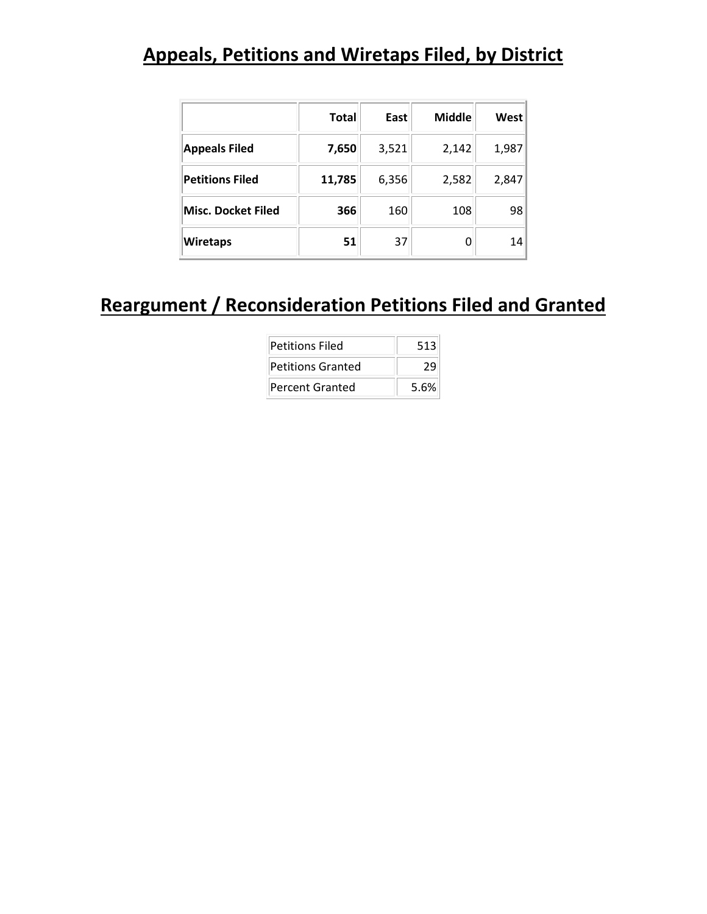## Appeals, Petitions and Wiretaps Filed, by District

| | Total | East | Middle | West |
|---|---|---|---|---|
| **Appeals Filed** | **7,650** | 3,521 | 2,142 | 1,987 |
| **Petitions Filed** | **11,785** | 6,356 | 2,582 | 2,847 |
| **Misc. Docket Filed** | **366** | 160 | 108 | 98 |
| **Wiretaps** | **51** | 37 | 0 | 14 |

## Reargument / Reconsideration Petitions Filed and Granted

| | |
|---|---|
| Petitions Filed | 513 |
| Petitions Granted | 29 |
| Percent Granted | 5.6% |